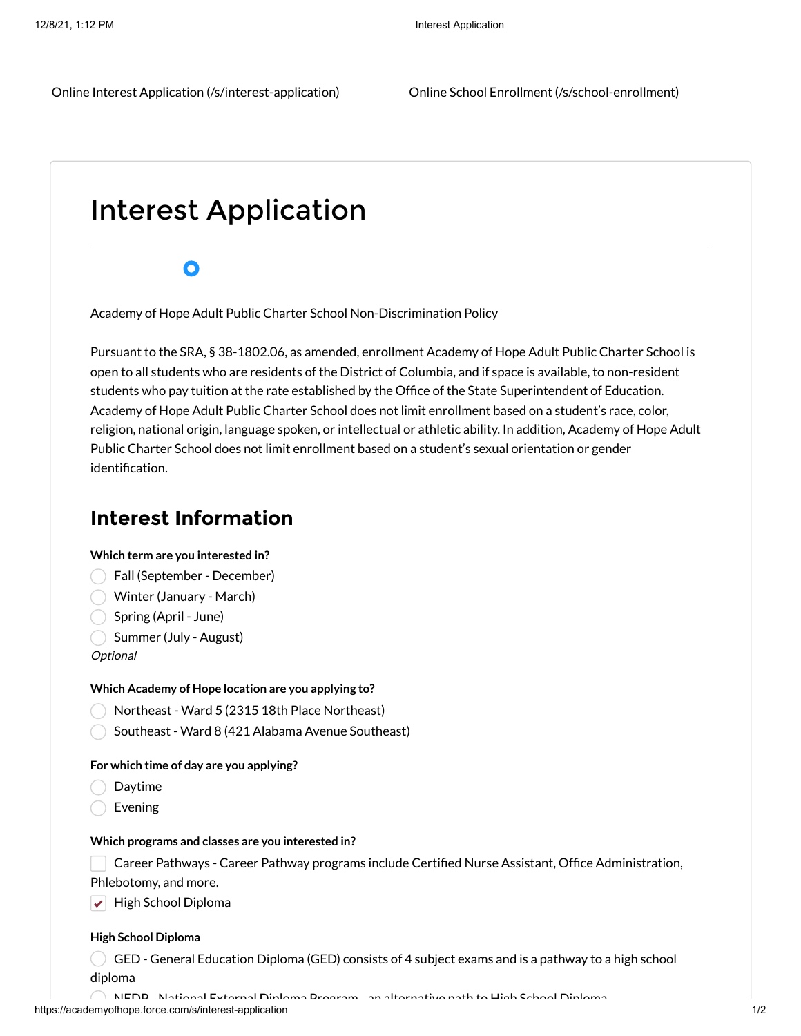Online Interest Application (/s/interest-application)    Online School Enrollment (/s/school-enrollment)

# Interest Application

Academy of Hope Adult Public Charter School Non-Discrimination Policy

Pursuant to the SRA, § 38-1802.06, as amended, enrollment Academy of Hope Adult Public Charter School is open to all students who are residents of the District of Columbia, and if space is available, to non-resident students who pay tuition at the rate established by the Office of the State Superintendent of Education. Academy of Hope Adult Public Charter School does not limit enrollment based on a student's race, color, religion, national origin, language spoken, or intellectual or athletic ability. In addition, Academy of Hope Adult Public Charter School does not limit enrollment based on a student's sexual orientation or gender identification.

## Interest Information

**Which term are you interested in?**

- ○ Fall (September - December)
- ○ Winter (January - March)
- ○ Spring (April - June)
- ○ Summer (July - August)

*Optional*

**Which Academy of Hope location are you applying to?**

- ○ Northeast - Ward 5 (2315 18th Place Northeast)
- ○ Southeast - Ward 8 (421 Alabama Avenue Southeast)

**For which time of day are you applying?**

- ○ Daytime
- ○ Evening

**Which programs and classes are you interested in?**

- [ ] Career Pathways - Career Pathway programs include Certified Nurse Assistant, Office Administration, Phlebotomy, and more.
- [x] High School Diploma

**High School Diploma**

- ○ GED - General Education Diploma (GED) consists of 4 subject exams and is a pathway to a high school diploma
- ○ NEDP - National External Diploma Program - an alternative path to High School Diploma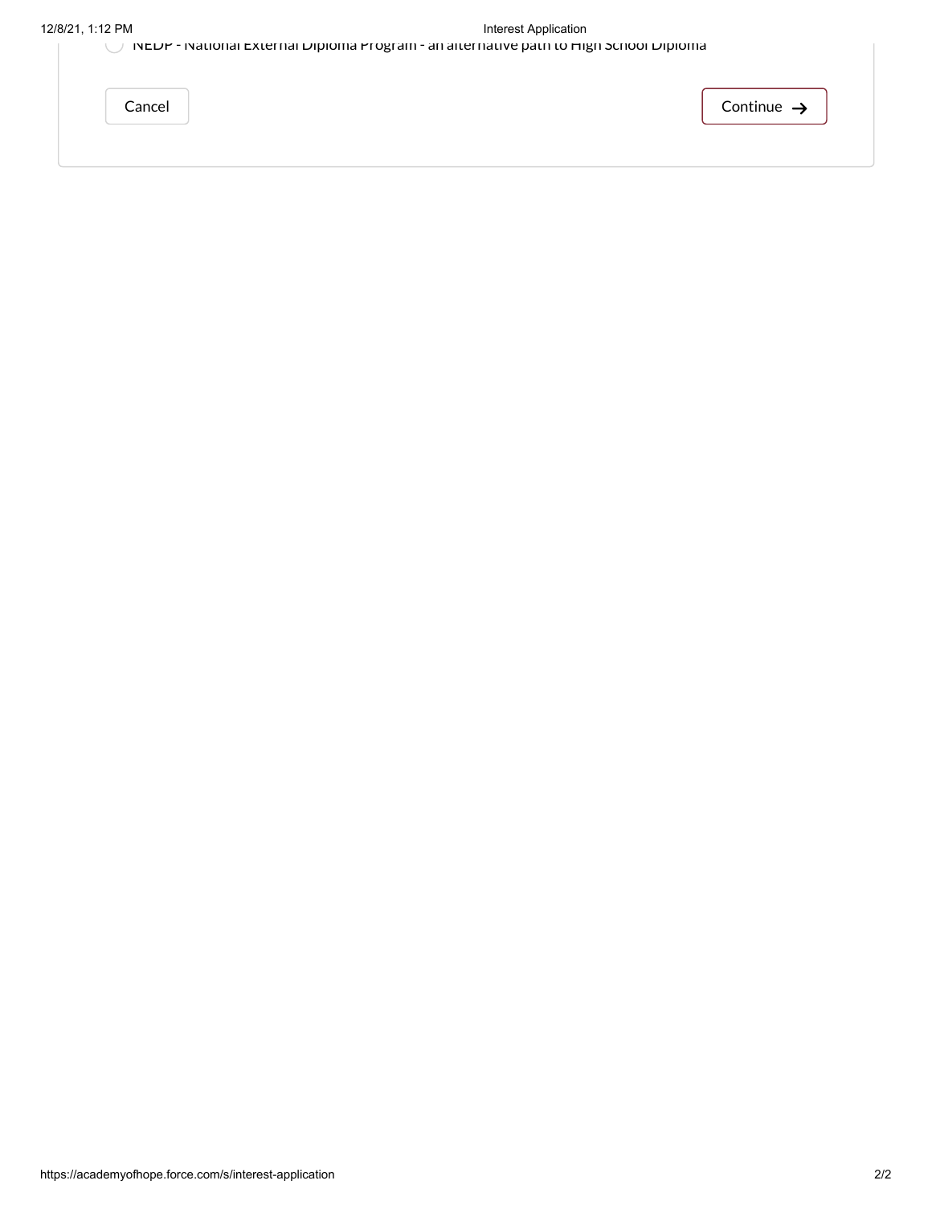- [ ] NEDP - National External Diploma Program - an alternative path to High School Diploma

Cancel

Continue →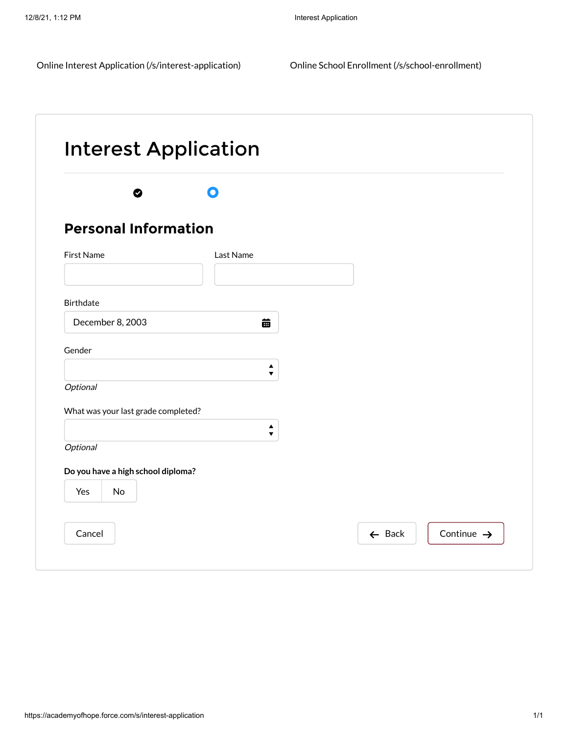Online Interest Application (/s/interest-application)    Online School Enrollment (/s/school-enrollment)

# Interest Application

## Personal Information

First Name

Last Name

Birthdate

December 8, 2003

Gender

*Optional*

What was your last grade completed?

*Optional*

**Do you have a high school diploma?**

Yes | No

Cancel

Back

Continue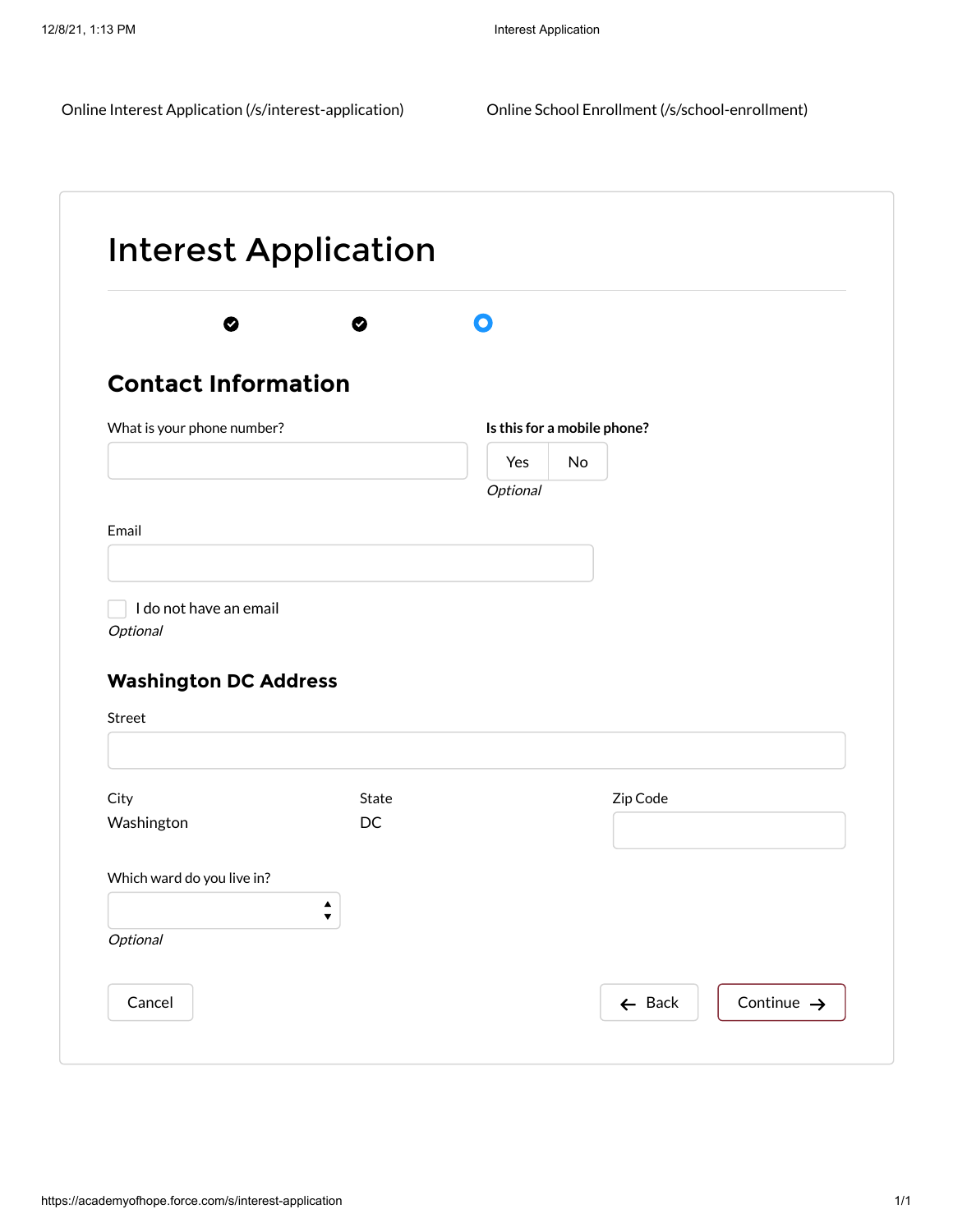Online Interest Application (/s/interest-application)

Online School Enrollment (/s/school-enrollment)

# Interest Application

## Contact Information

What is your phone number?

**Is this for a mobile phone?**

Yes | No

*Optional*

Email

I do not have an email

*Optional*

### Washington DC Address

Street

City
Washington

State
DC

Zip Code

Which ward do you live in?

*Optional*

Cancel

Back

Continue